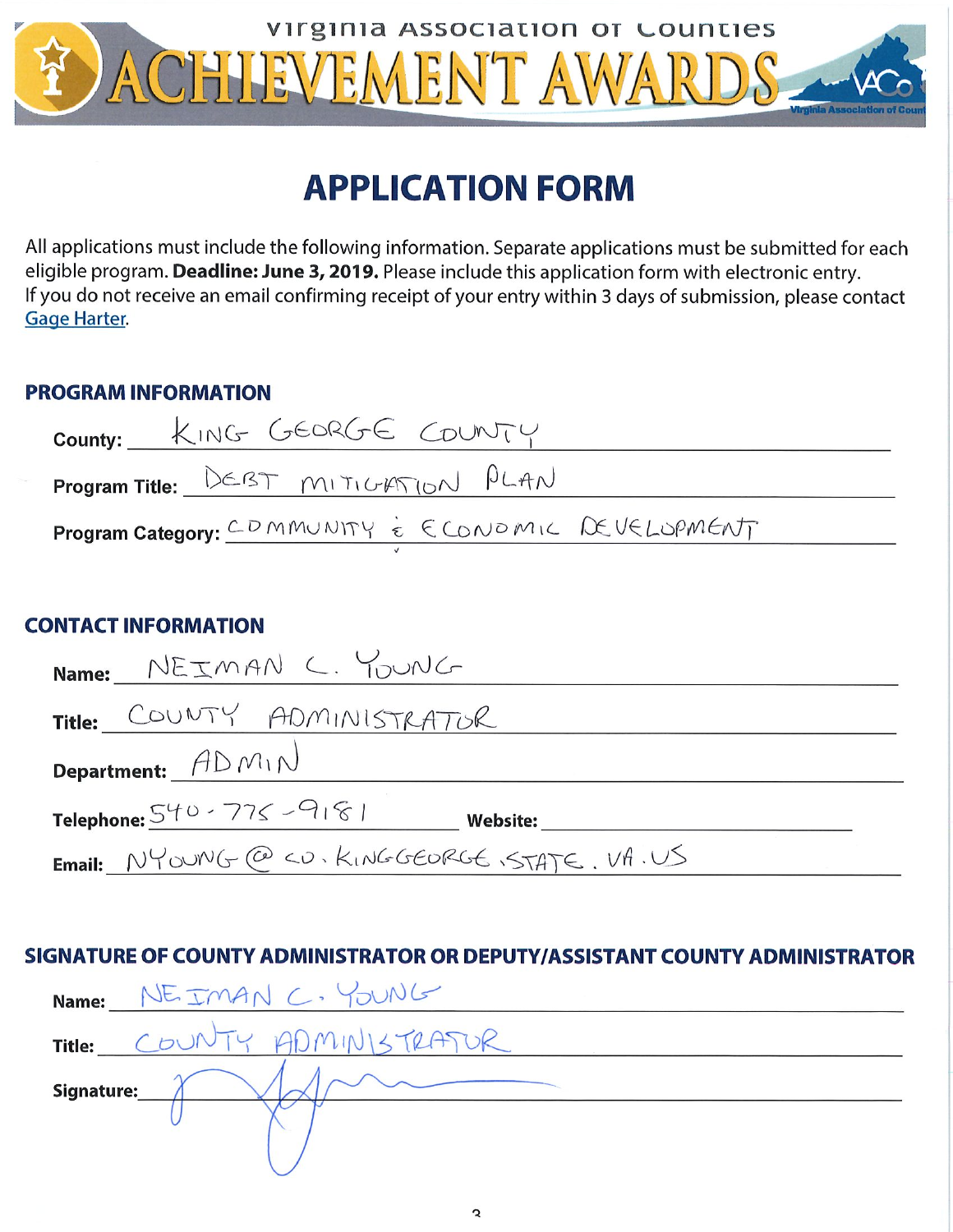# Virginia Association of Counties ACHIEVEMENT AWARDS

## APPLICATION FORM

All applications must include the following information. Separate applications must be submitted for each eligible program. **Deadline: June 3, 2019.** Please include this application form with electronic entry. If you do not receive an email confirming receipt of your entry within 3 days of submission, please contact Gage Harter.

### PROGRAM INFORMATION

**County:** KING GEORGE COUNTY

**Program Title:** DEBT MITIGATION PLAN

**Program Category:** COMMUNITY & ECONOMIC DEVELOPMENT

### CONTACT INFORMATION

**Name:** NEIMAN C. YOUNG

**Title:** COUNTY ADMINISTRATOR

**Department:** ADMIN

**Telephone:** 540-775-9181 **Website:**

**Email:** NYOUNG@CO.KINGGEORGE.STATE.VA.US

### SIGNATURE OF COUNTY ADMINISTRATOR OR DEPUTY/ASSISTANT COUNTY ADMINISTRATOR

**Name:** NEIMAN C. YOUNG

**Title:** COUNTY ADMINISTRATOR

**Signature:** [signature]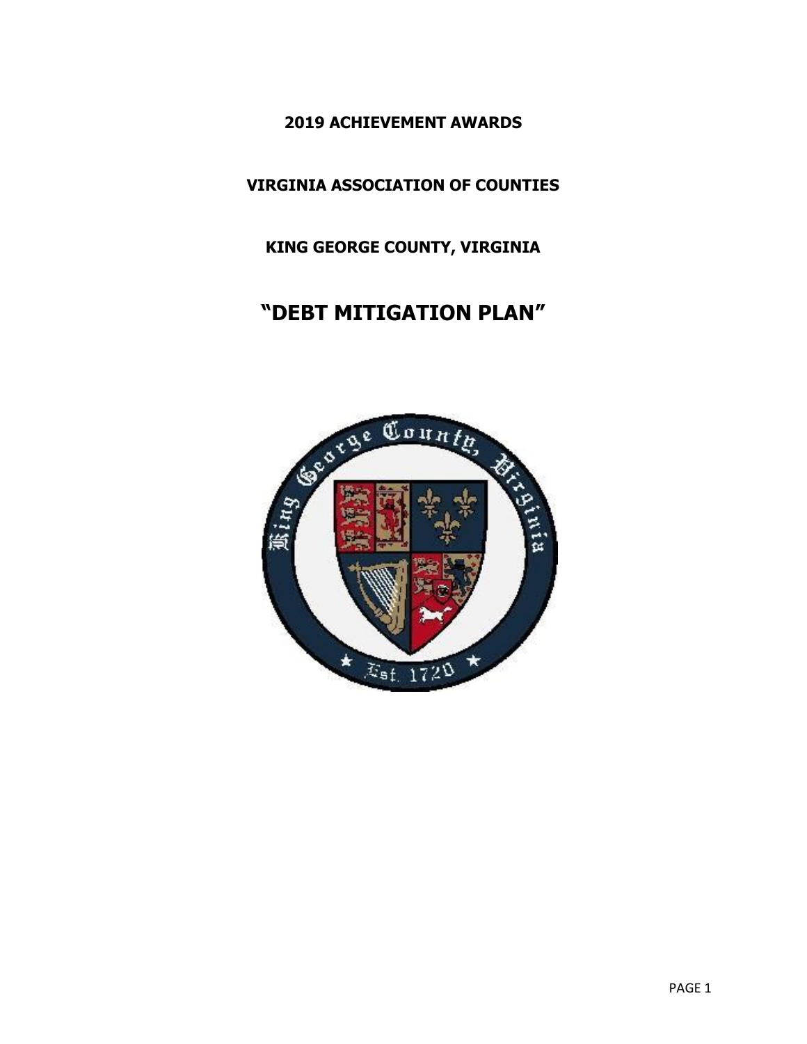**2019 ACHIEVEMENT AWARDS**

**VIRGINIA ASSOCIATION OF COUNTIES**

**KING GEORGE COUNTY, VIRGINIA**

# "DEBT MITIGATION PLAN"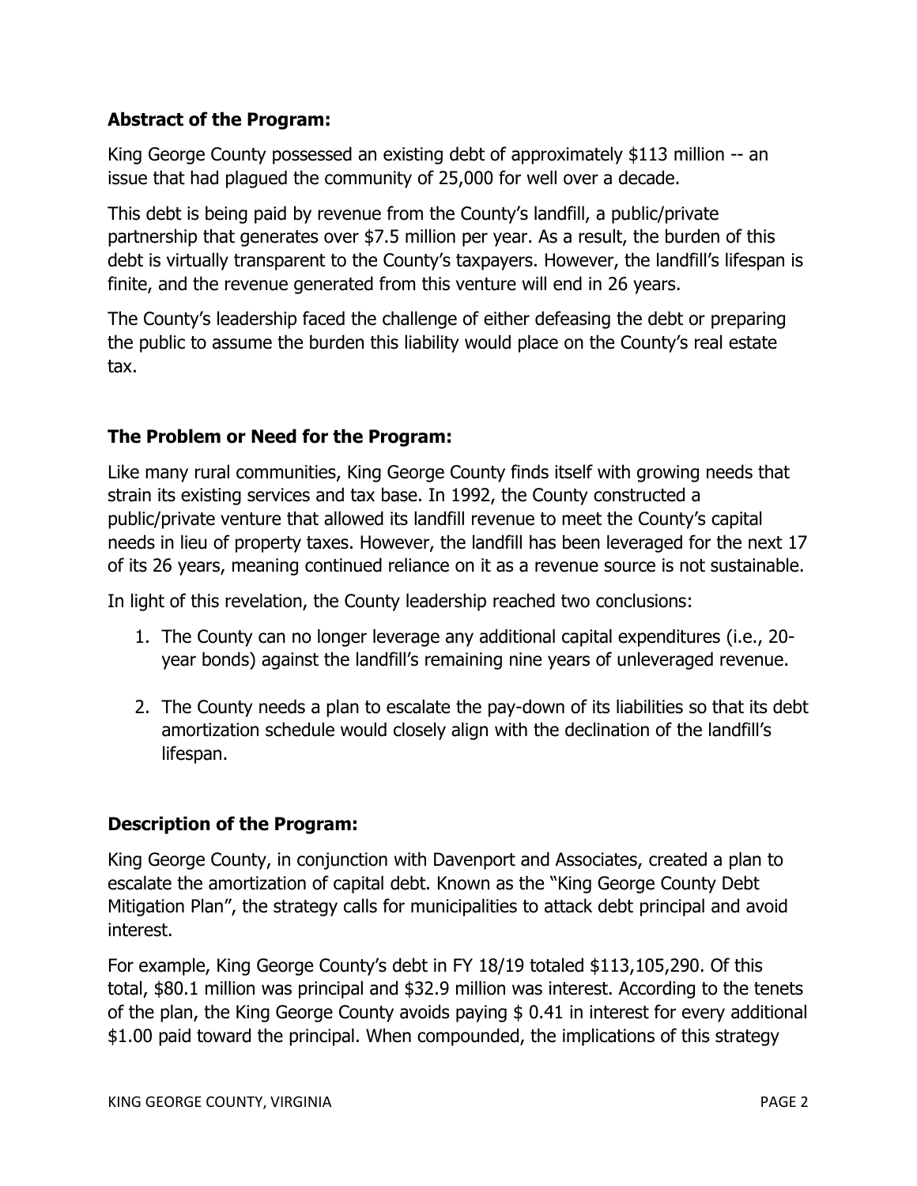### Abstract of the Program:

King George County possessed an existing debt of approximately $113 million -- an issue that had plagued the community of 25,000 for well over a decade.

This debt is being paid by revenue from the County's landfill, a public/private partnership that generates over $7.5 million per year. As a result, the burden of this debt is virtually transparent to the County's taxpayers. However, the landfill's lifespan is finite, and the revenue generated from this venture will end in 26 years.

The County's leadership faced the challenge of either defeasing the debt or preparing the public to assume the burden this liability would place on the County's real estate tax.

### The Problem or Need for the Program:

Like many rural communities, King George County finds itself with growing needs that strain its existing services and tax base. In 1992, the County constructed a public/private venture that allowed its landfill revenue to meet the County's capital needs in lieu of property taxes. However, the landfill has been leveraged for the next 17 of its 26 years, meaning continued reliance on it as a revenue source is not sustainable.

In light of this revelation, the County leadership reached two conclusions:

1. The County can no longer leverage any additional capital expenditures (i.e., 20-year bonds) against the landfill's remaining nine years of unleveraged revenue.

2. The County needs a plan to escalate the pay-down of its liabilities so that its debt amortization schedule would closely align with the declination of the landfill's lifespan.

### Description of the Program:

King George County, in conjunction with Davenport and Associates, created a plan to escalate the amortization of capital debt. Known as the "King George County Debt Mitigation Plan", the strategy calls for municipalities to attack debt principal and avoid interest.

For example, King George County's debt in FY 18/19 totaled $113,105,290. Of this total, $80.1 million was principal and $32.9 million was interest. According to the tenets of the plan, the King George County avoids paying $ 0.41 in interest for every additional $1.00 paid toward the principal. When compounded, the implications of this strategy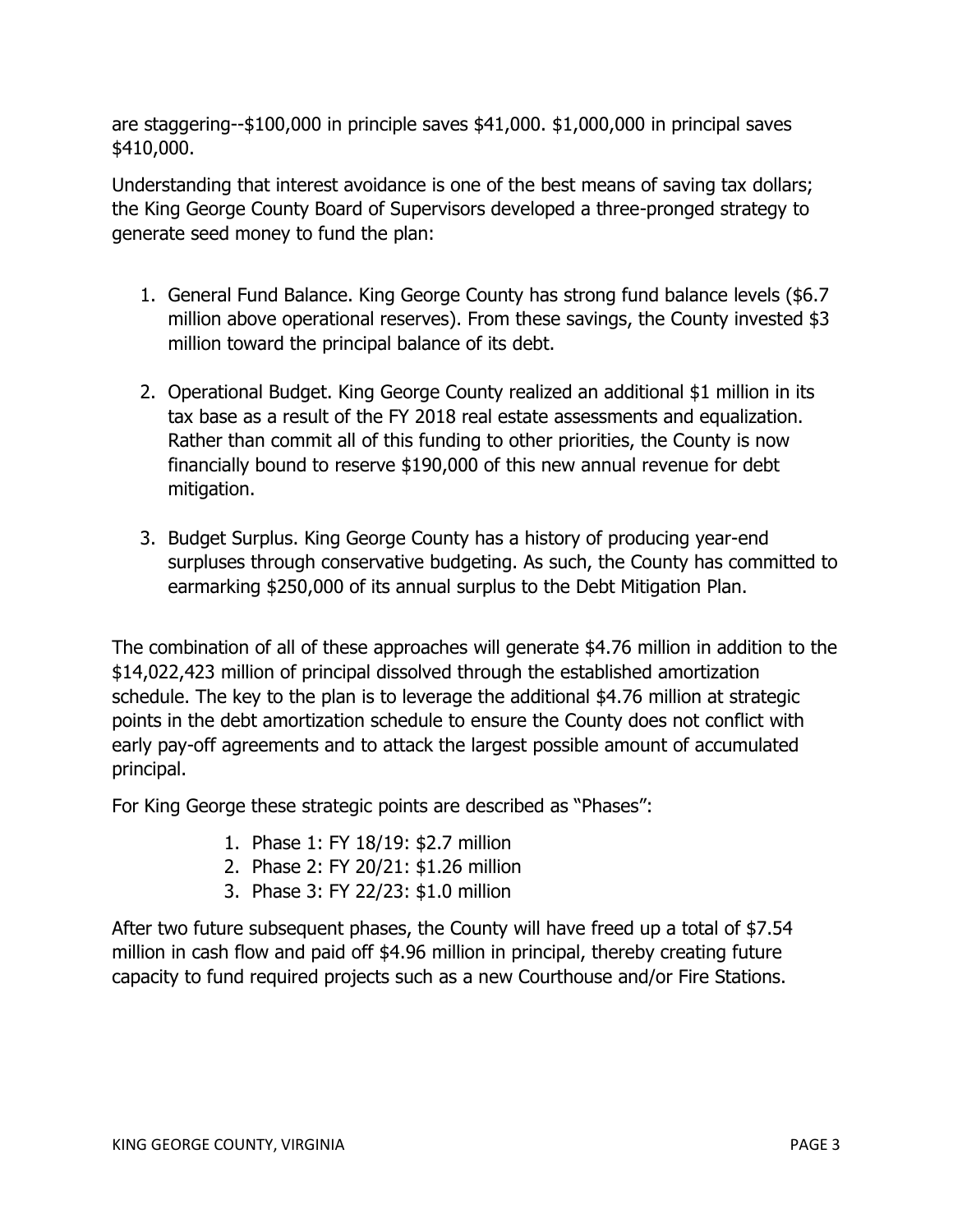are staggering--$100,000 in principle saves $41,000. $1,000,000 in principal saves $410,000.

Understanding that interest avoidance is one of the best means of saving tax dollars; the King George County Board of Supervisors developed a three-pronged strategy to generate seed money to fund the plan:

1. General Fund Balance. King George County has strong fund balance levels ($6.7 million above operational reserves). From these savings, the County invested $3 million toward the principal balance of its debt.

2. Operational Budget. King George County realized an additional $1 million in its tax base as a result of the FY 2018 real estate assessments and equalization. Rather than commit all of this funding to other priorities, the County is now financially bound to reserve $190,000 of this new annual revenue for debt mitigation.

3. Budget Surplus. King George County has a history of producing year-end surpluses through conservative budgeting. As such, the County has committed to earmarking $250,000 of its annual surplus to the Debt Mitigation Plan.

The combination of all of these approaches will generate $4.76 million in addition to the $14,022,423 million of principal dissolved through the established amortization schedule. The key to the plan is to leverage the additional $4.76 million at strategic points in the debt amortization schedule to ensure the County does not conflict with early pay-off agreements and to attack the largest possible amount of accumulated principal.

For King George these strategic points are described as "Phases":

1. Phase 1: FY 18/19: $2.7 million
2. Phase 2: FY 20/21: $1.26 million
3. Phase 3: FY 22/23: $1.0 million

After two future subsequent phases, the County will have freed up a total of $7.54 million in cash flow and paid off $4.96 million in principal, thereby creating future capacity to fund required projects such as a new Courthouse and/or Fire Stations.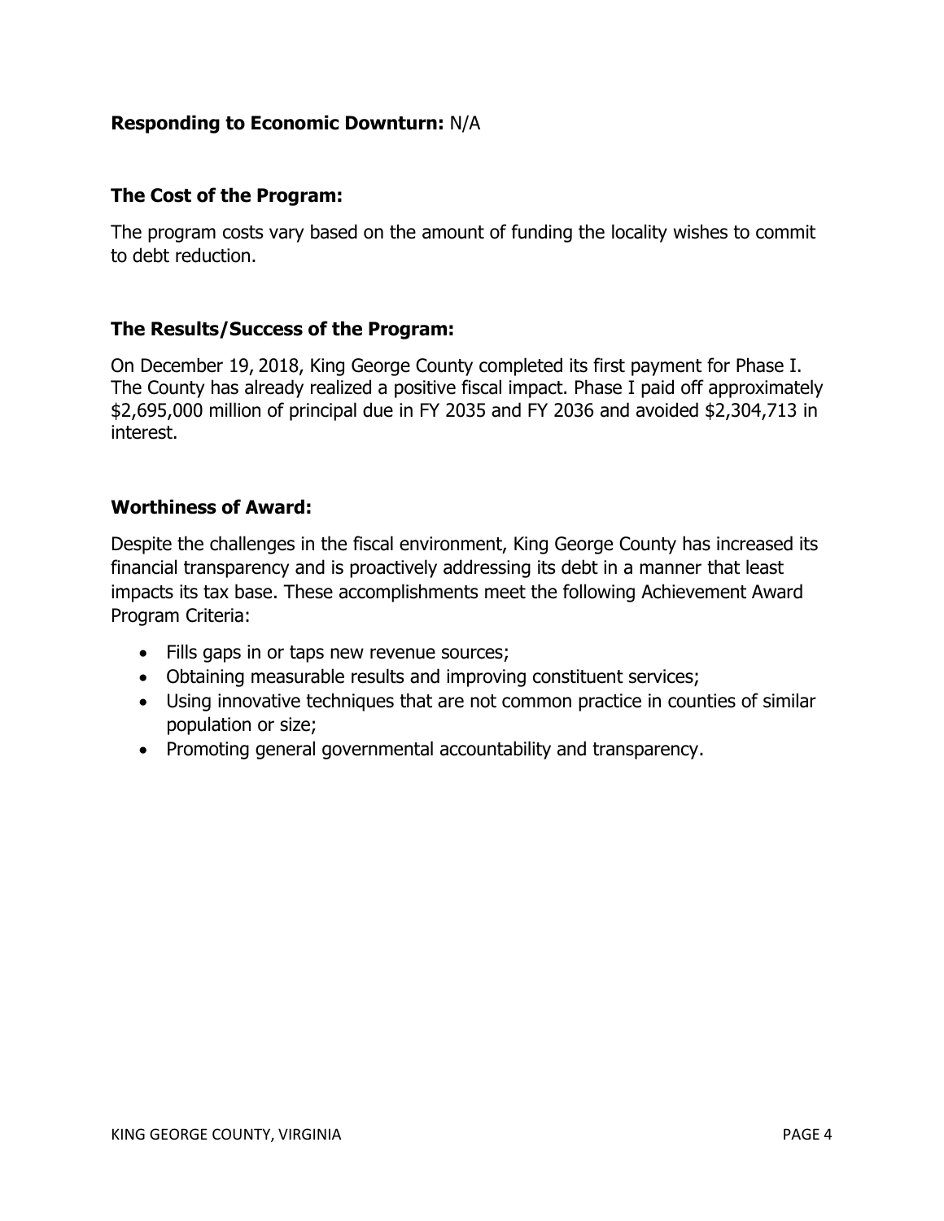**Responding to Economic Downturn:** N/A

**The Cost of the Program:**

The program costs vary based on the amount of funding the locality wishes to commit to debt reduction.

**The Results/Success of the Program:**

On December 19, 2018, King George County completed its first payment for Phase I. The County has already realized a positive fiscal impact. Phase I paid off approximately $2,695,000 million of principal due in FY 2035 and FY 2036 and avoided $2,304,713 in interest.

**Worthiness of Award:**

Despite the challenges in the fiscal environment, King George County has increased its financial transparency and is proactively addressing its debt in a manner that least impacts its tax base. These accomplishments meet the following Achievement Award Program Criteria:

- Fills gaps in or taps new revenue sources;
- Obtaining measurable results and improving constituent services;
- Using innovative techniques that are not common practice in counties of similar population or size;
- Promoting general governmental accountability and transparency.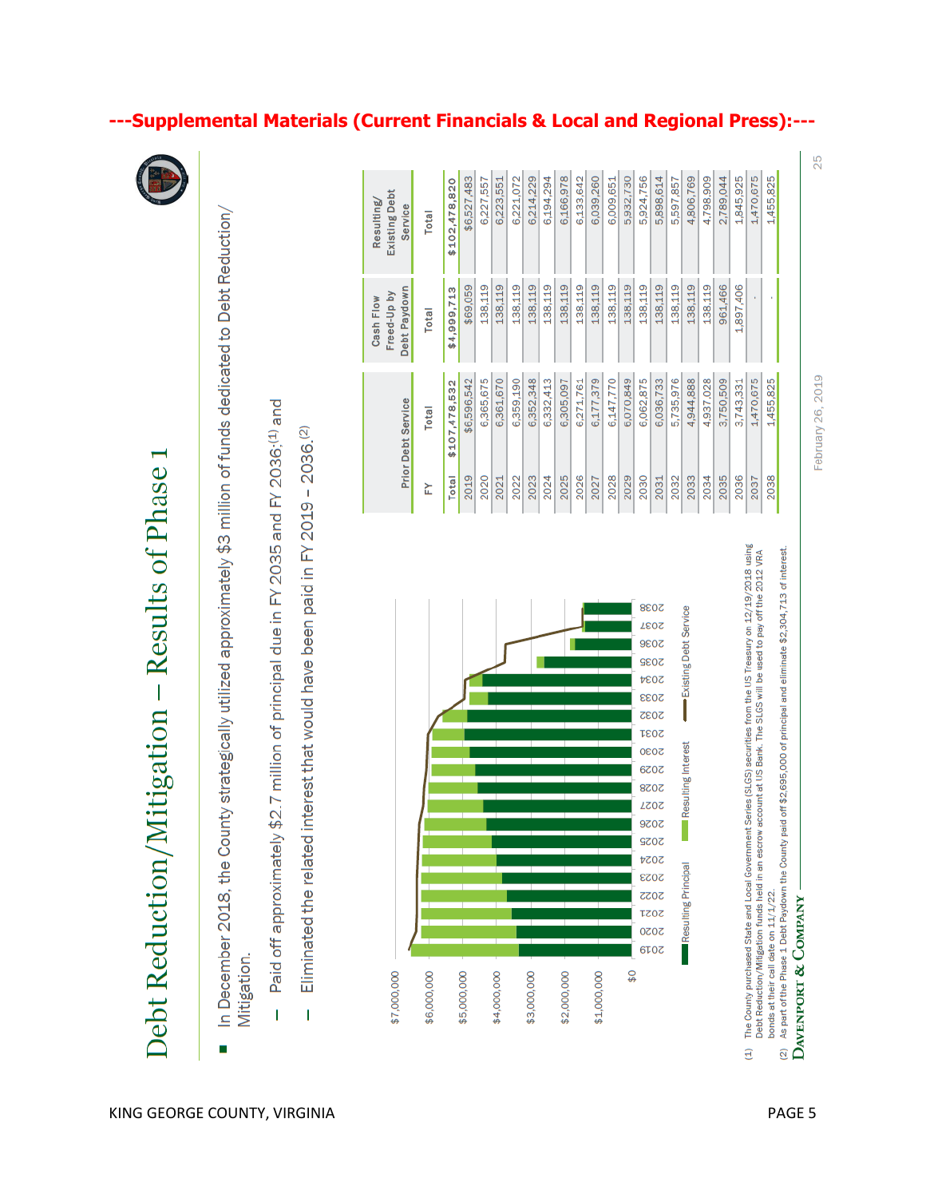**---Supplemental Materials (Current Financials & Local and Regional Press):---**

# Debt Reduction/Mitigation – Results of Phase 1

- In December 2018, the County strategically utilized approximately $3 million of funds dedicated to Debt Reduction/ Mitigation.
  - Paid off approximately $2.7 million of principal due in FY 2035 and FY 2036;[1] and
  - Eliminated the related interest that would have been paid in FY 2019 – 2036.[2]

| FY | Prior Debt Service Total | Cash Flow Freed-Up by Debt Paydown Total | Resulting/ Existing Debt Service Total |
|---|---|---|---|
| Total | $107,478,532 | $4,999,713 | $102,478,820 |
| 2019 | $6,596,542 | $69,059 | $6,527,483 |
| 2020 | 6,365,675 | 138,119 | 6,227,557 |
| 2021 | 6,361,670 | 138,119 | 6,223,551 |
| 2022 | 6,359,190 | 138,119 | 6,221,072 |
| 2023 | 6,352,348 | 138,119 | 6,214,229 |
| 2024 | 6,332,413 | 138,119 | 6,194,294 |
| 2025 | 6,305,097 | 138,119 | 6,166,978 |
| 2026 | 6,271,761 | 138,119 | 6,133,642 |
| 2027 | 6,177,379 | 138,119 | 6,039,260 |
| 2028 | 6,147,770 | 138,119 | 6,009,651 |
| 2029 | 6,070,849 | 138,119 | 5,932,730 |
| 2030 | 6,062,875 | 138,119 | 5,924,756 |
| 2031 | 6,036,733 | 138,119 | 5,898,614 |
| 2032 | 5,735,976 | 138,119 | 5,597,857 |
| 2033 | 4,944,888 | 138,119 | 4,806,769 |
| 2034 | 4,937,028 | 138,119 | 4,798,909 |
| 2035 | 3,750,509 | 961,466 | 2,789,044 |
| 2036 | 3,743,331 | 1,897,406 | 1,845,925 |
| 2037 | 1,470,675 | - | 1,470,675 |
| 2038 | 1,455,825 | - | 1,455,825 |

(1) The County purchased State and Local Government Series (SLGS) securities from the US Treasury on 12/19/2018 using Debt Reduction/Mitigation funds held in an escrow account at US Bank. The SLGS will be used to pay off the 2012 VRA bonds at their call date on 11/1/22.

(2) As part of the Phase 1 Debt Paydown the County paid off $2,695,000 of principal and eliminate $2,304,713 of interest.

Davenport & Company

February 26, 2019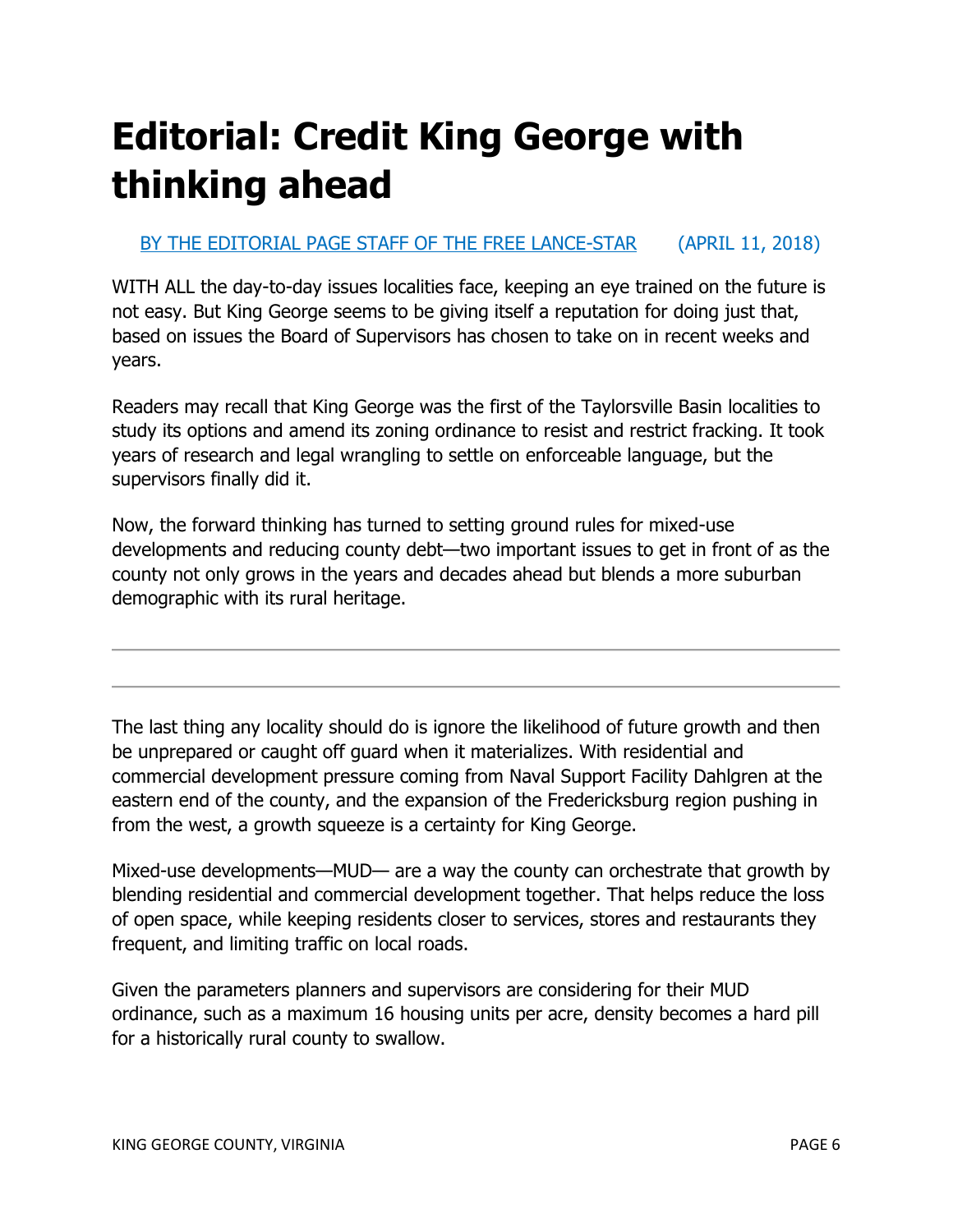# Editorial: Credit King George with thinking ahead

[BY THE EDITORIAL PAGE STAFF OF THE FREE LANCE-STAR] (APRIL 11, 2018)

WITH ALL the day-to-day issues localities face, keeping an eye trained on the future is not easy. But King George seems to be giving itself a reputation for doing just that, based on issues the Board of Supervisors has chosen to take on in recent weeks and years.

Readers may recall that King George was the first of the Taylorsville Basin localities to study its options and amend its zoning ordinance to resist and restrict fracking. It took years of research and legal wrangling to settle on enforceable language, but the supervisors finally did it.

Now, the forward thinking has turned to setting ground rules for mixed-use developments and reducing county debt—two important issues to get in front of as the county not only grows in the years and decades ahead but blends a more suburban demographic with its rural heritage.

---

---

The last thing any locality should do is ignore the likelihood of future growth and then be unprepared or caught off guard when it materializes. With residential and commercial development pressure coming from Naval Support Facility Dahlgren at the eastern end of the county, and the expansion of the Fredericksburg region pushing in from the west, a growth squeeze is a certainty for King George.

Mixed-use developments—MUD— are a way the county can orchestrate that growth by blending residential and commercial development together. That helps reduce the loss of open space, while keeping residents closer to services, stores and restaurants they frequent, and limiting traffic on local roads.

Given the parameters planners and supervisors are considering for their MUD ordinance, such as a maximum 16 housing units per acre, density becomes a hard pill for a historically rural county to swallow.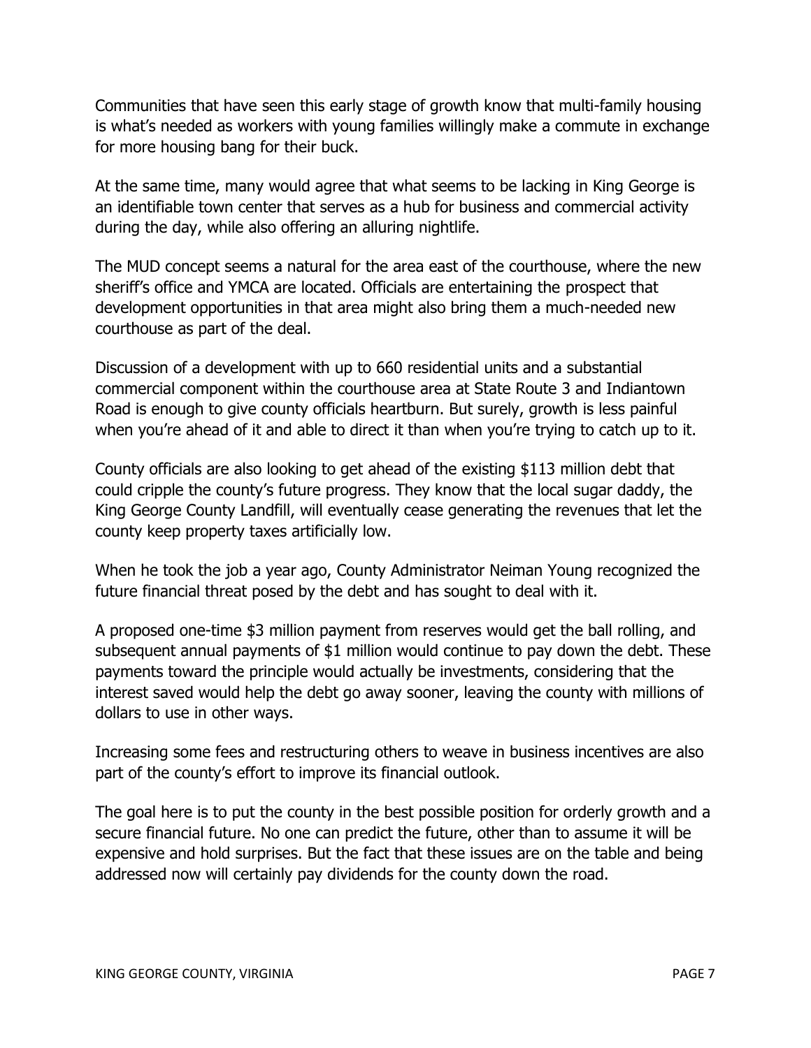Communities that have seen this early stage of growth know that multi-family housing is what's needed as workers with young families willingly make a commute in exchange for more housing bang for their buck.

At the same time, many would agree that what seems to be lacking in King George is an identifiable town center that serves as a hub for business and commercial activity during the day, while also offering an alluring nightlife.

The MUD concept seems a natural for the area east of the courthouse, where the new sheriff's office and YMCA are located. Officials are entertaining the prospect that development opportunities in that area might also bring them a much-needed new courthouse as part of the deal.

Discussion of a development with up to 660 residential units and a substantial commercial component within the courthouse area at State Route 3 and Indiantown Road is enough to give county officials heartburn. But surely, growth is less painful when you're ahead of it and able to direct it than when you're trying to catch up to it.

County officials are also looking to get ahead of the existing $113 million debt that could cripple the county's future progress. They know that the local sugar daddy, the King George County Landfill, will eventually cease generating the revenues that let the county keep property taxes artificially low.

When he took the job a year ago, County Administrator Neiman Young recognized the future financial threat posed by the debt and has sought to deal with it.

A proposed one-time $3 million payment from reserves would get the ball rolling, and subsequent annual payments of $1 million would continue to pay down the debt. These payments toward the principle would actually be investments, considering that the interest saved would help the debt go away sooner, leaving the county with millions of dollars to use in other ways.

Increasing some fees and restructuring others to weave in business incentives are also part of the county's effort to improve its financial outlook.

The goal here is to put the county in the best possible position for orderly growth and a secure financial future. No one can predict the future, other than to assume it will be expensive and hold surprises. But the fact that these issues are on the table and being addressed now will certainly pay dividends for the county down the road.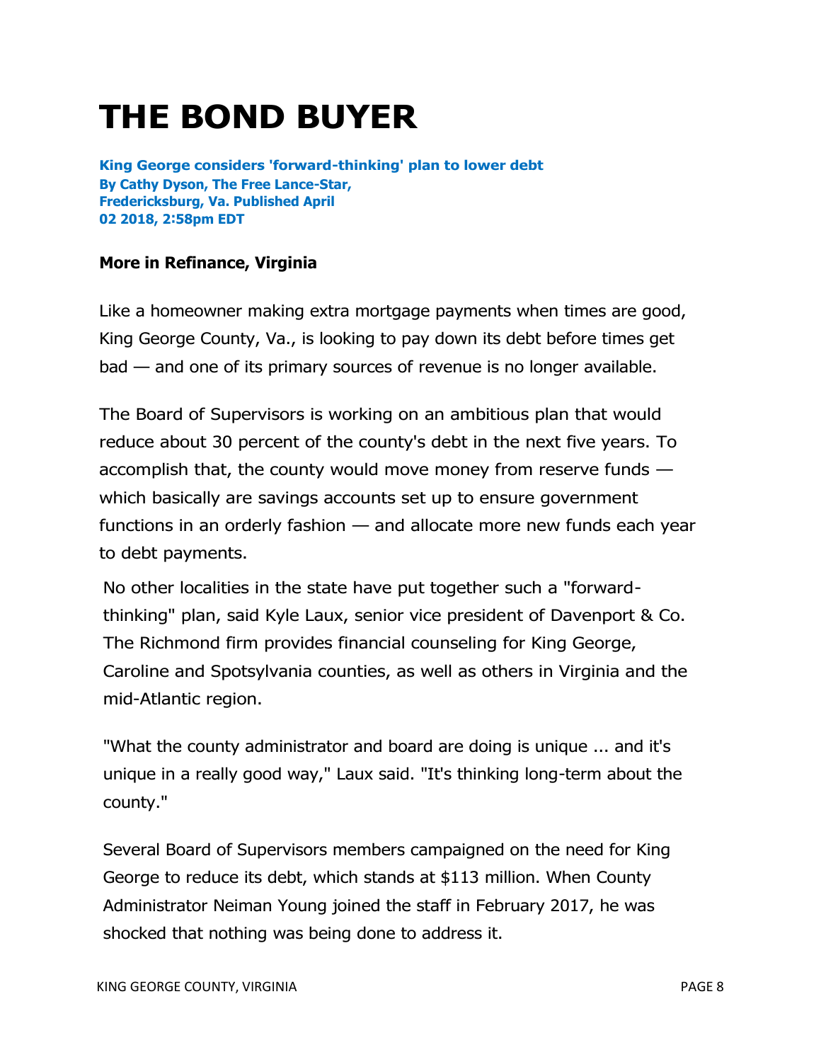# THE BOND BUYER

**King George considers 'forward-thinking' plan to lower debt**
**By Cathy Dyson, The Free Lance-Star, Fredericksburg, Va. Published April 02 2018, 2:58pm EDT**

**More in Refinance, Virginia**

Like a homeowner making extra mortgage payments when times are good, King George County, Va., is looking to pay down its debt before times get bad — and one of its primary sources of revenue is no longer available.

The Board of Supervisors is working on an ambitious plan that would reduce about 30 percent of the county's debt in the next five years. To accomplish that, the county would move money from reserve funds — which basically are savings accounts set up to ensure government functions in an orderly fashion — and allocate more new funds each year to debt payments.

No other localities in the state have put together such a "forward-thinking" plan, said Kyle Laux, senior vice president of Davenport & Co. The Richmond firm provides financial counseling for King George, Caroline and Spotsylvania counties, as well as others in Virginia and the mid-Atlantic region.

"What the county administrator and board are doing is unique ... and it's unique in a really good way," Laux said. "It's thinking long-term about the county."

Several Board of Supervisors members campaigned on the need for King George to reduce its debt, which stands at $113 million. When County Administrator Neiman Young joined the staff in February 2017, he was shocked that nothing was being done to address it.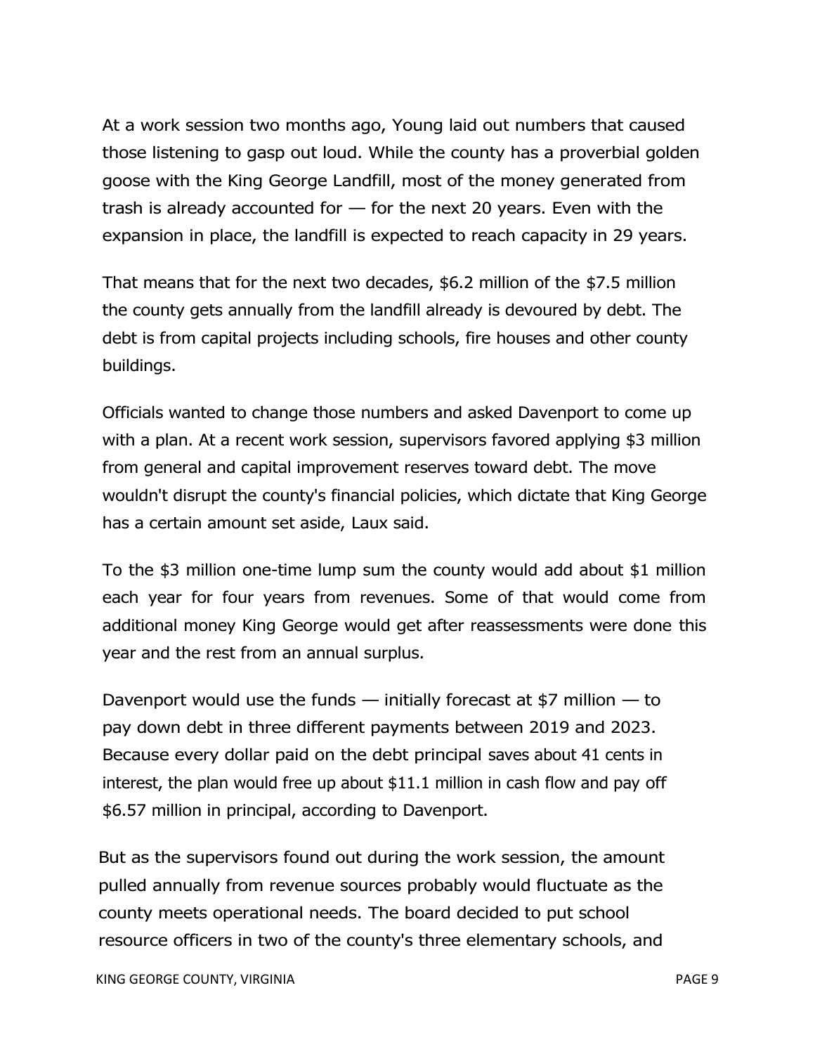At a work session two months ago, Young laid out numbers that caused those listening to gasp out loud. While the county has a proverbial golden goose with the King George Landfill, most of the money generated from trash is already accounted for — for the next 20 years. Even with the expansion in place, the landfill is expected to reach capacity in 29 years.

That means that for the next two decades, $6.2 million of the $7.5 million the county gets annually from the landfill already is devoured by debt. The debt is from capital projects including schools, fire houses and other county buildings.

Officials wanted to change those numbers and asked Davenport to come up with a plan. At a recent work session, supervisors favored applying $3 million from general and capital improvement reserves toward debt. The move wouldn't disrupt the county's financial policies, which dictate that King George has a certain amount set aside, Laux said.

To the $3 million one-time lump sum the county would add about $1 million each year for four years from revenues. Some of that would come from additional money King George would get after reassessments were done this year and the rest from an annual surplus.

Davenport would use the funds — initially forecast at $7 million — to pay down debt in three different payments between 2019 and 2023. Because every dollar paid on the debt principal saves about 41 cents in interest, the plan would free up about $11.1 million in cash flow and pay off $6.57 million in principal, according to Davenport.

But as the supervisors found out during the work session, the amount pulled annually from revenue sources probably would fluctuate as the county meets operational needs. The board decided to put school resource officers in two of the county's three elementary schools, and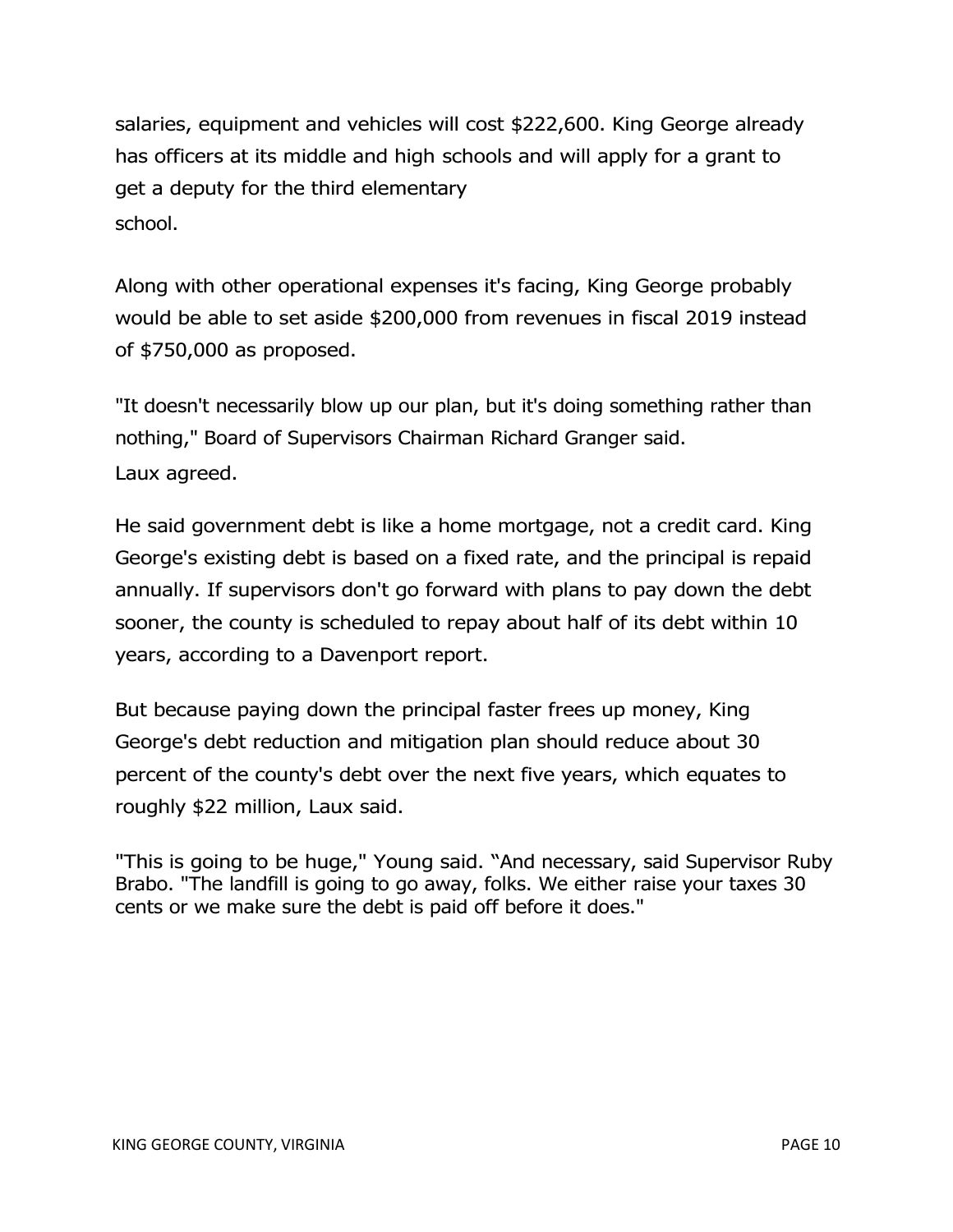salaries, equipment and vehicles will cost $222,600. King George already has officers at its middle and high schools and will apply for a grant to get a deputy for the third elementary school.

Along with other operational expenses it's facing, King George probably would be able to set aside $200,000 from revenues in fiscal 2019 instead of $750,000 as proposed.

"It doesn't necessarily blow up our plan, but it's doing something rather than nothing," Board of Supervisors Chairman Richard Granger said.
Laux agreed.

He said government debt is like a home mortgage, not a credit card. King George's existing debt is based on a fixed rate, and the principal is repaid annually. If supervisors don't go forward with plans to pay down the debt sooner, the county is scheduled to repay about half of its debt within 10 years, according to a Davenport report.

But because paying down the principal faster frees up money, King George's debt reduction and mitigation plan should reduce about 30 percent of the county's debt over the next five years, which equates to roughly $22 million, Laux said.

"This is going to be huge," Young said. "And necessary, said Supervisor Ruby Brabo. "The landfill is going to go away, folks. We either raise your taxes 30 cents or we make sure the debt is paid off before it does."